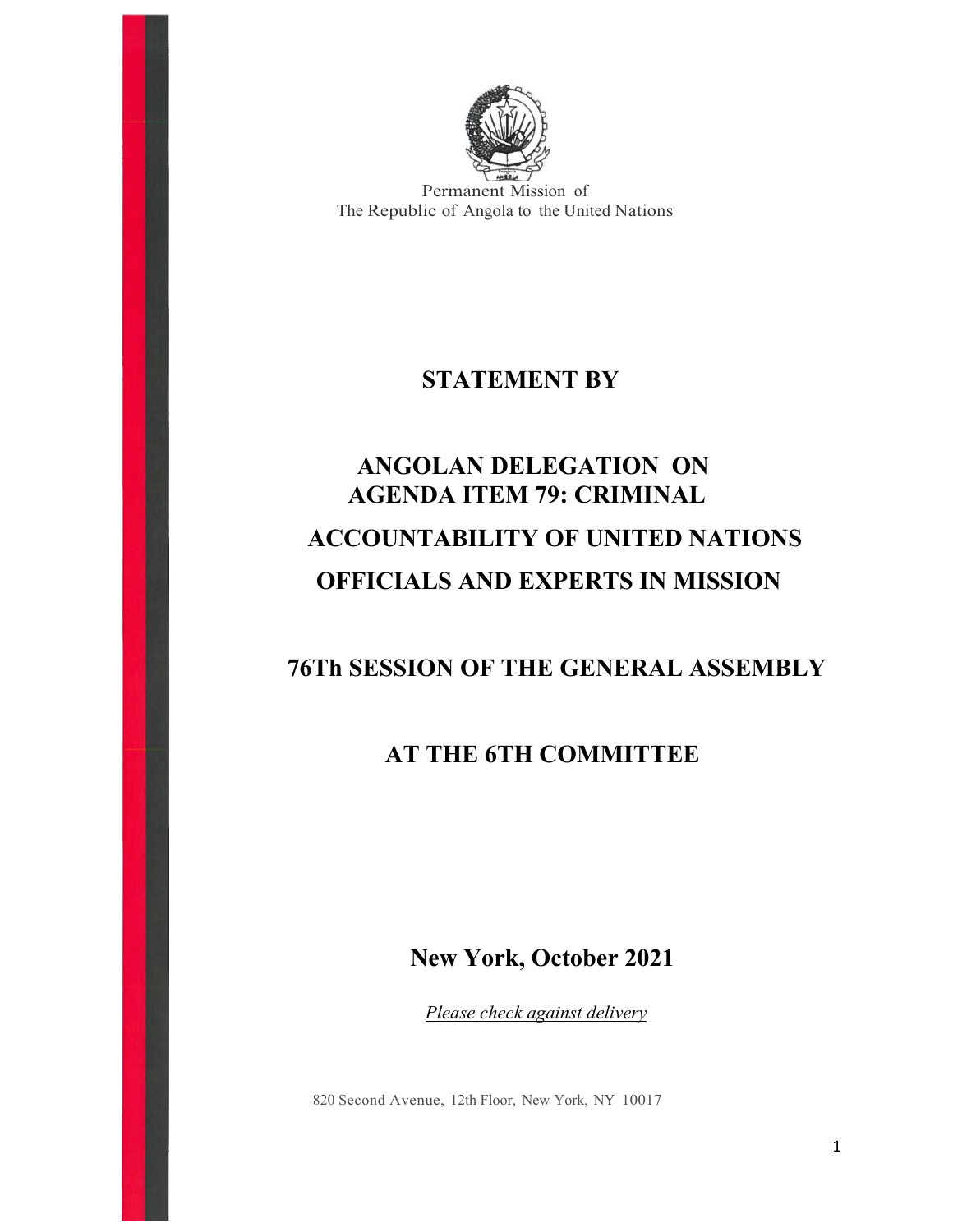Permanent Mission of
The Republic of Angola to the United Nations

# STATEMENT BY

# ANGOLAN DELEGATION ON AGENDA ITEM 79: CRIMINAL ACCOUNTABILITY OF UNITED NATIONS OFFICIALS AND EXPERTS IN MISSION

# 76Th SESSION OF THE GENERAL ASSEMBLY

# AT THE 6TH COMMITTEE

**New York, October 2021**

*Please check against delivery*

820 Second Avenue, 12th Floor, New York, NY 10017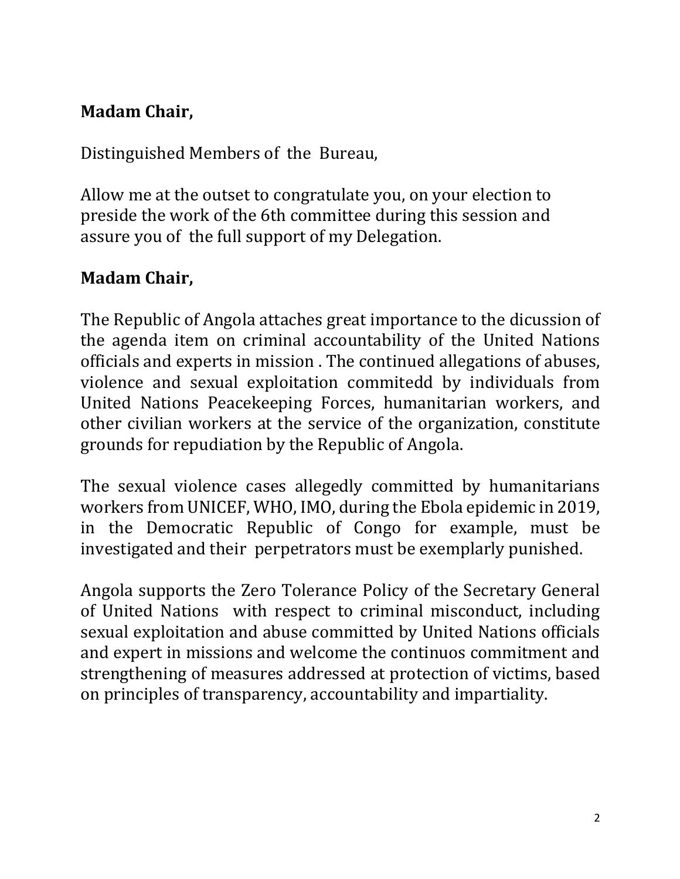**Madam Chair,**

Distinguished Members of the Bureau,

Allow me at the outset to congratulate you, on your election to preside the work of the 6th committee during this session and assure you of the full support of my Delegation.

**Madam Chair,**

The Republic of Angola attaches great importance to the dicussion of the agenda item on criminal accountability of the United Nations officials and experts in mission . The continued allegations of abuses, violence and sexual exploitation commitedd by individuals from United Nations Peacekeeping Forces, humanitarian workers, and other civilian workers at the service of the organization, constitute grounds for repudiation by the Republic of Angola.

The sexual violence cases allegedly committed by humanitarians workers from UNICEF, WHO, IMO, during the Ebola epidemic in 2019, in the Democratic Republic of Congo for example, must be investigated and their perpetrators must be exemplarly punished.

Angola supports the Zero Tolerance Policy of the Secretary General of United Nations with respect to criminal misconduct, including sexual exploitation and abuse committed by United Nations officials and expert in missions and welcome the continuos commitment and strengthening of measures addressed at protection of victims, based on principles of transparency, accountability and impartiality.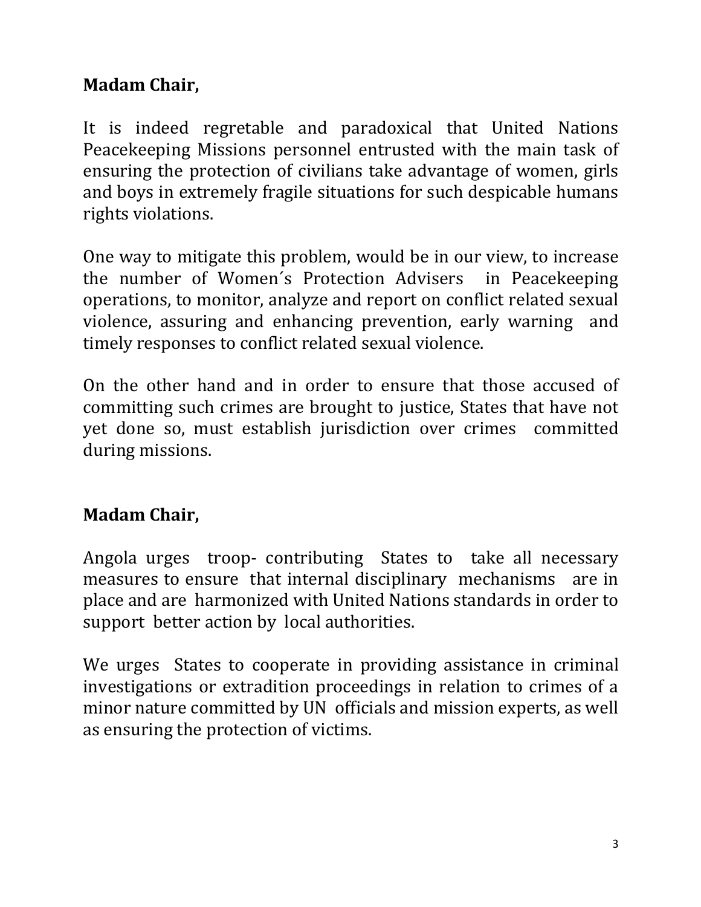**Madam Chair,**

It is indeed regretable and paradoxical that United Nations Peacekeeping Missions personnel entrusted with the main task of ensuring the protection of civilians take advantage of women, girls and boys in extremely fragile situations for such despicable humans rights violations.

One way to mitigate this problem, would be in our view, to increase the number of Women´s Protection Advisers in Peacekeeping operations, to monitor, analyze and report on conflict related sexual violence, assuring and enhancing prevention, early warning and timely responses to conflict related sexual violence.

On the other hand and in order to ensure that those accused of committing such crimes are brought to justice, States that have not yet done so, must establish jurisdiction over crimes committed during missions.

**Madam Chair,**

Angola urges troop- contributing States to take all necessary measures to ensure that internal disciplinary mechanisms are in place and are harmonized with United Nations standards in order to support better action by local authorities.

We urges States to cooperate in providing assistance in criminal investigations or extradition proceedings in relation to crimes of a minor nature committed by UN officials and mission experts, as well as ensuring the protection of victims.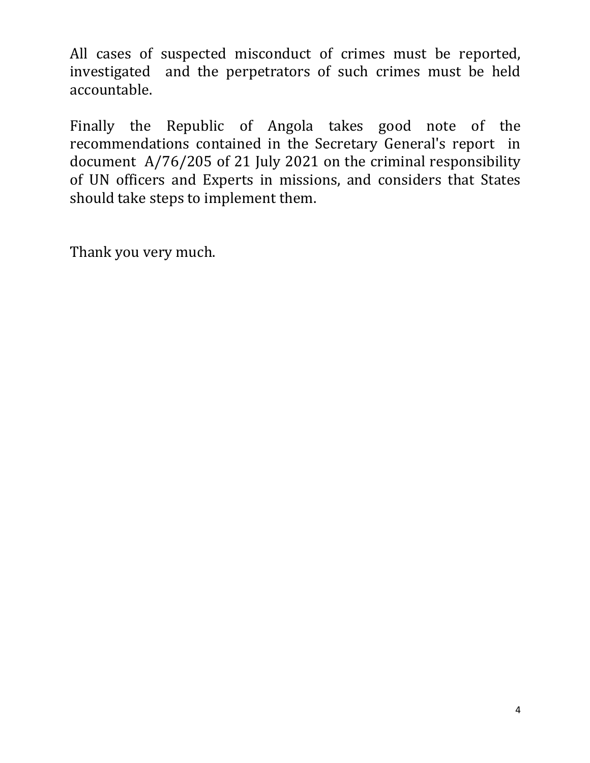All cases of suspected misconduct of crimes must be reported, investigated and the perpetrators of such crimes must be held accountable.

Finally the Republic of Angola takes good note of the recommendations contained in the Secretary General's report in document A/76/205 of 21 July 2021 on the criminal responsibility of UN officers and Experts in missions, and considers that States should take steps to implement them.

Thank you very much.